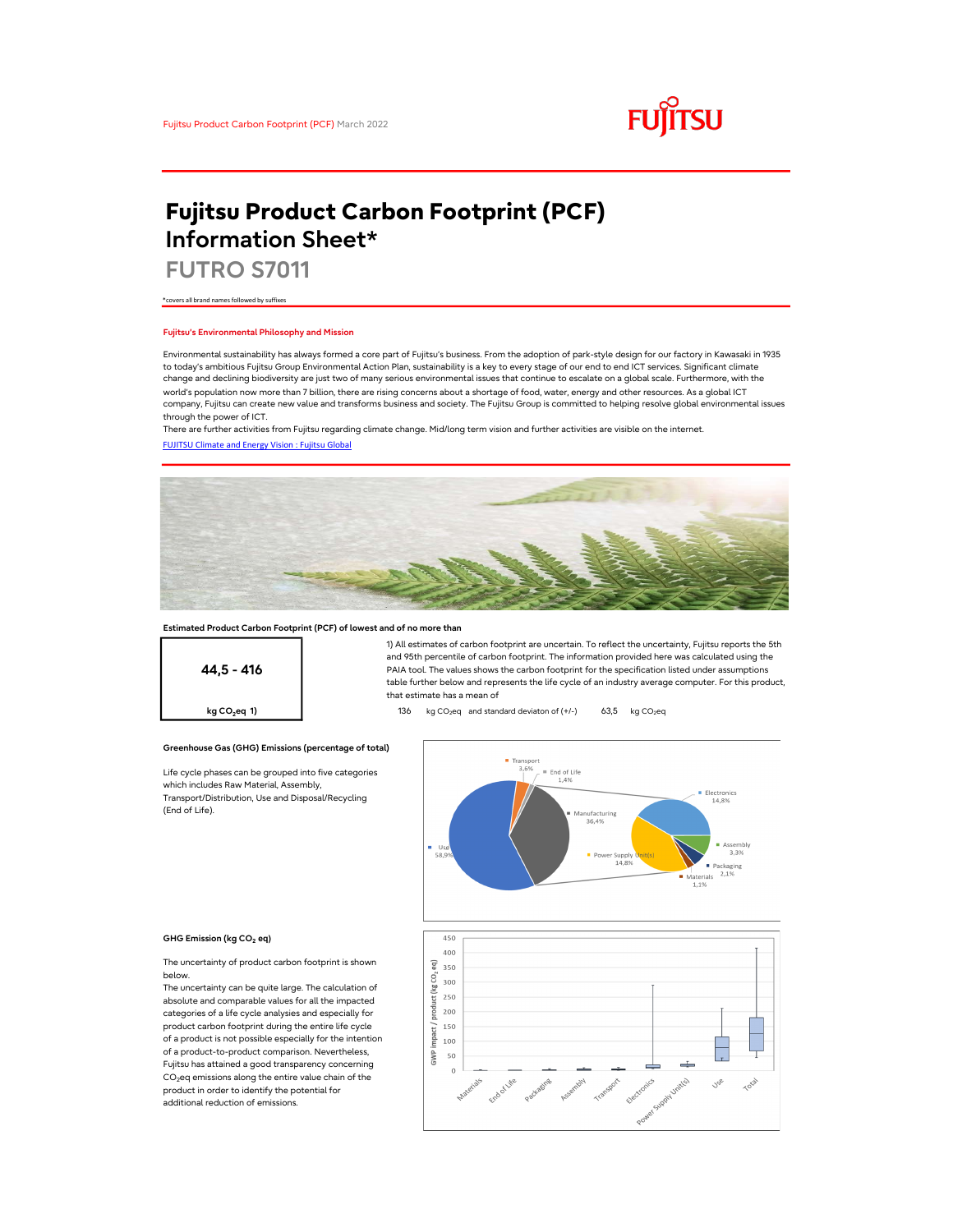Fujitsu Product Carbon Footprint (PCF) March 2022

# Fujitsu Product Carbon Footprint (PCF) Information Sheet*

## FUTRO S7011

*covers all brand names followed by suffixes

### Fujitsu's Environmental Philosophy and Mission

Environmental sustainability has always formed a core part of Fujitsu's business. From the adoption of park-style design for our factory in Kawasaki in 1935 to today's ambitious Fujitsu Group Environmental Action Plan, sustainability is a key to every stage of our end to end ICT services. Significant climate change and declining biodiversity are just two of many serious environmental issues that continue to escalate on a global scale. Furthermore, with the world's population now more than 7 billion, there are rising concerns about a shortage of food, water, energy and other resources. As a global ICT company, Fujitsu can create new value and transforms business and society. The Fujitsu Group is committed to helping resolve global environmental issues through the power of ICT.
There are further activities from Fujitsu regarding climate change. Mid/long term vision and further activities are visible on the internet.
[FUJITSU Climate and Energy Vision : Fujitsu Global]

**Estimated Product Carbon Footprint (PCF) of lowest and of no more than**

**44,5 - 416**

**kg $CO_2$eq 1)**

1) All estimates of carbon footprint are uncertain. To reflect the uncertainty, Fujitsu reports the 5th and 95th percentile of carbon footprint. The information provided here was calculated using the PAIA tool. The values shows the carbon footprint for the specification listed under assumptions table further below and represents the life cycle of an industry average computer. For this product, that estimate has a mean of

136 kg $CO_2$eq and standard deviaton of (+/-) 63,5 kg $CO_2$eq

**Greenhouse Gas (GHG) Emissions (percentage of total)**

Life cycle phases can be grouped into five categories which includes Raw Material, Assembly, Transport/Distribution, Use and Disposal/Recycling (End of Life).

Transport 3,6%; End of Life 1,4%; Manufacturing 36,4%; Use 58,9%; Electronics 14,8%; Assembly 3,3%; Packaging 2,1%; Materials 1,1%; Power Supply Unit(s) 14,8%

**GHG Emission (kg $CO_2$ eq)**

The uncertainty of product carbon footprint is shown below.
The uncertainty can be quite large. The calculation of absolute and comparable values for all the impacted categories of a life cycle analysies and especially for product carbon footprint during the entire life cycle of a product is not possible especially for the intention of a product-to-product comparison. Nevertheless, Fujitsu has attained a good transparency concerning $CO_2$eq emissions along the entire value chain of the product in order to identify the potential for additional reduction of emissions.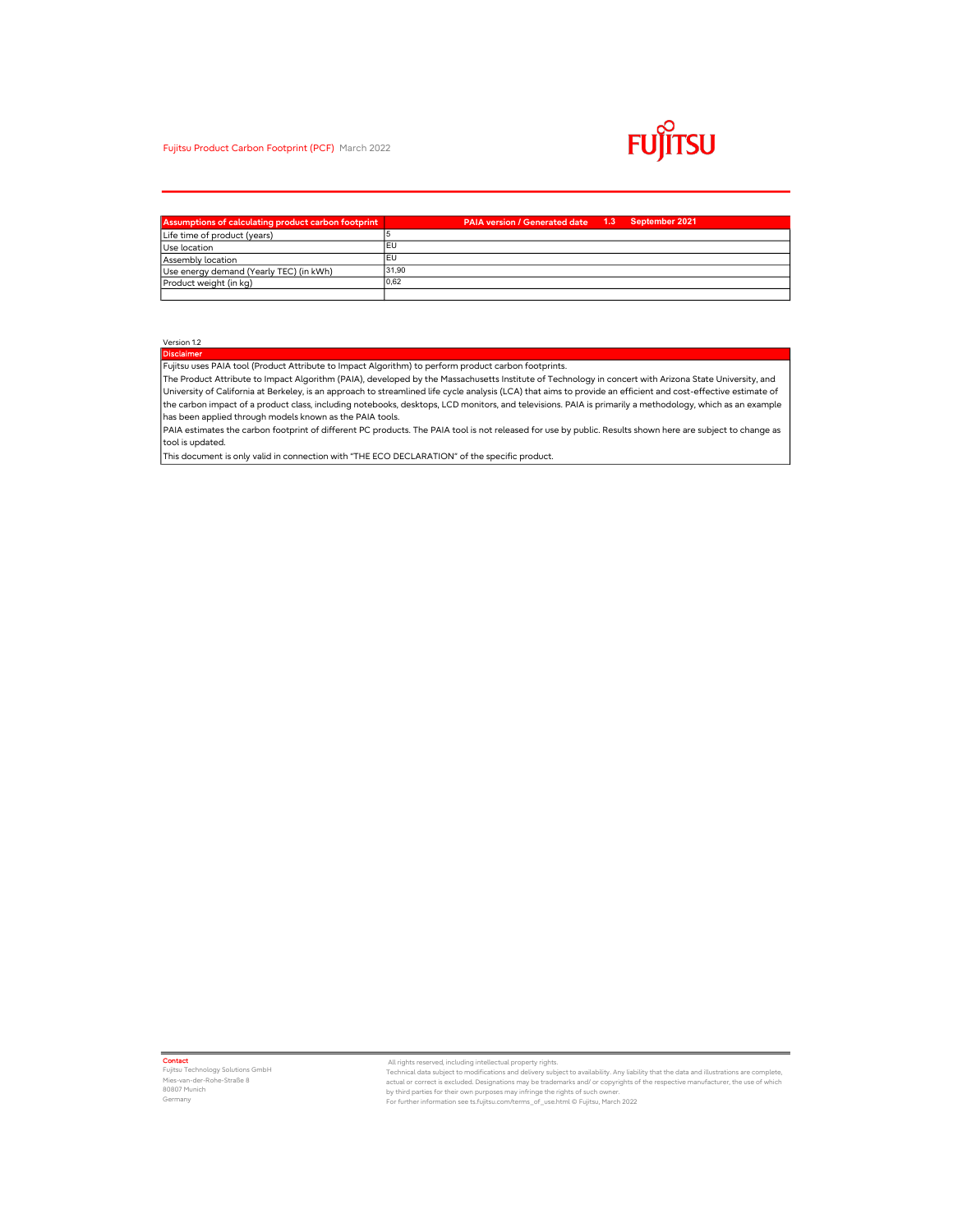Fujitsu Product Carbon Footprint (PCF) March 2022

| Assumptions of calculating product carbon footprint | PAIA version / Generated date 1.3 September 2021 |
|---|---|
| Life time of product (years) | 5 |
| Use location | EU |
| Assembly location | EU |
| Use energy demand (Yearly TEC) (in kWh) | 31,90 |
| Product weight (in kg) | 0,62 |
| | |

Version 1.2

| Disclaimer |
|---|
| Fujitsu uses PAIA tool (Product Attribute to Impact Algorithm) to perform product carbon footprints.<br>The Product Attribute to Impact Algorithm (PAIA), developed by the Massachusetts Institute of Technology in concert with Arizona State University, and University of California at Berkeley, is an approach to streamlined life cycle analysis (LCA) that aims to provide an efficient and cost-effective estimate of the carbon impact of a product class, including notebooks, desktops, LCD monitors, and televisions. PAIA is primarily a methodology, which as an example has been applied through models known as the PAIA tools.<br>PAIA estimates the carbon footprint of different PC products. The PAIA tool is not released for use by public. Results shown here are subject to change as tool is updated.<br>This document is only valid in connection with "THE ECO DECLARATION" of the specific product. |

**Contact**
Fujitsu Technology Solutions GmbH
Mies-van-der-Rohe-Straße 8
80807 Munich
Germany

All rights reserved, including intellectual property rights.
Technical data subject to modifications and delivery subject to availability. Any liability that the data and illustrations are complete, actual or correct is excluded. Designations may be trademarks and/ or copyrights of the respective manufacturer, the use of which by third parties for their own purposes may infringe the rights of such owner.
For further information see ts.fujitsu.com/terms_of_use.html © Fujitsu, March 2022